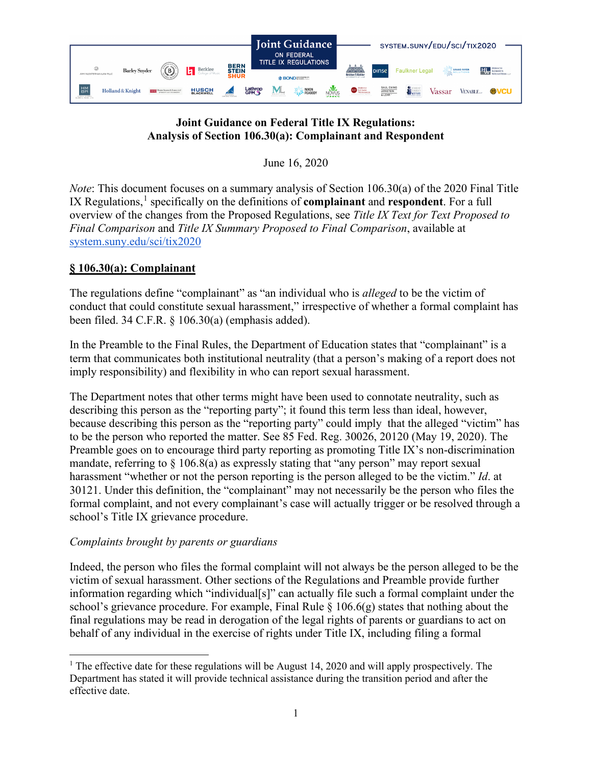# Joint Guidance on Federal Title IX Regulations: Analysis of Section 106.30(a): Complainant and Respondent

June 16, 2020

*Note*: This document focuses on a summary analysis of Section 106.30(a) of the 2020 Final Title IX Regulations,[1] specifically on the definitions of **complainant** and **respondent**. For a full overview of the changes from the Proposed Regulations, see *Title IX Text for Text Proposed to Final Comparison* and *Title IX Summary Proposed to Final Comparison*, available at [system.suny.edu/sci/tix2020](system.suny.edu/sci/tix2020)

## § 106.30(a): Complainant

The regulations define "complainant" as "an individual who is *alleged* to be the victim of conduct that could constitute sexual harassment," irrespective of whether a formal complaint has been filed. 34 C.F.R. § 106.30(a) (emphasis added).

In the Preamble to the Final Rules, the Department of Education states that "complainant" is a term that communicates both institutional neutrality (that a person's making of a report does not imply responsibility) and flexibility in who can report sexual harassment.

The Department notes that other terms might have been used to connotate neutrality, such as describing this person as the "reporting party"; it found this term less than ideal, however, because describing this person as the "reporting party" could imply that the alleged "victim" has to be the person who reported the matter. See 85 Fed. Reg. 30026, 20120 (May 19, 2020). The Preamble goes on to encourage third party reporting as promoting Title IX's non-discrimination mandate, referring to § 106.8(a) as expressly stating that "any person" may report sexual harassment "whether or not the person reporting is the person alleged to be the victim." *Id*. at 30121. Under this definition, the "complainant" may not necessarily be the person who files the formal complaint, and not every complainant's case will actually trigger or be resolved through a school's Title IX grievance procedure.

### *Complaints brought by parents or guardians*

Indeed, the person who files the formal complaint will not always be the person alleged to be the victim of sexual harassment. Other sections of the Regulations and Preamble provide further information regarding which "individual[s]" can actually file such a formal complaint under the school's grievance procedure. For example, Final Rule § 106.6(g) states that nothing about the final regulations may be read in derogation of the legal rights of parents or guardians to act on behalf of any individual in the exercise of rights under Title IX, including filing a formal

---

[1] The effective date for these regulations will be August 14, 2020 and will apply prospectively. The Department has stated it will provide technical assistance during the transition period and after the effective date.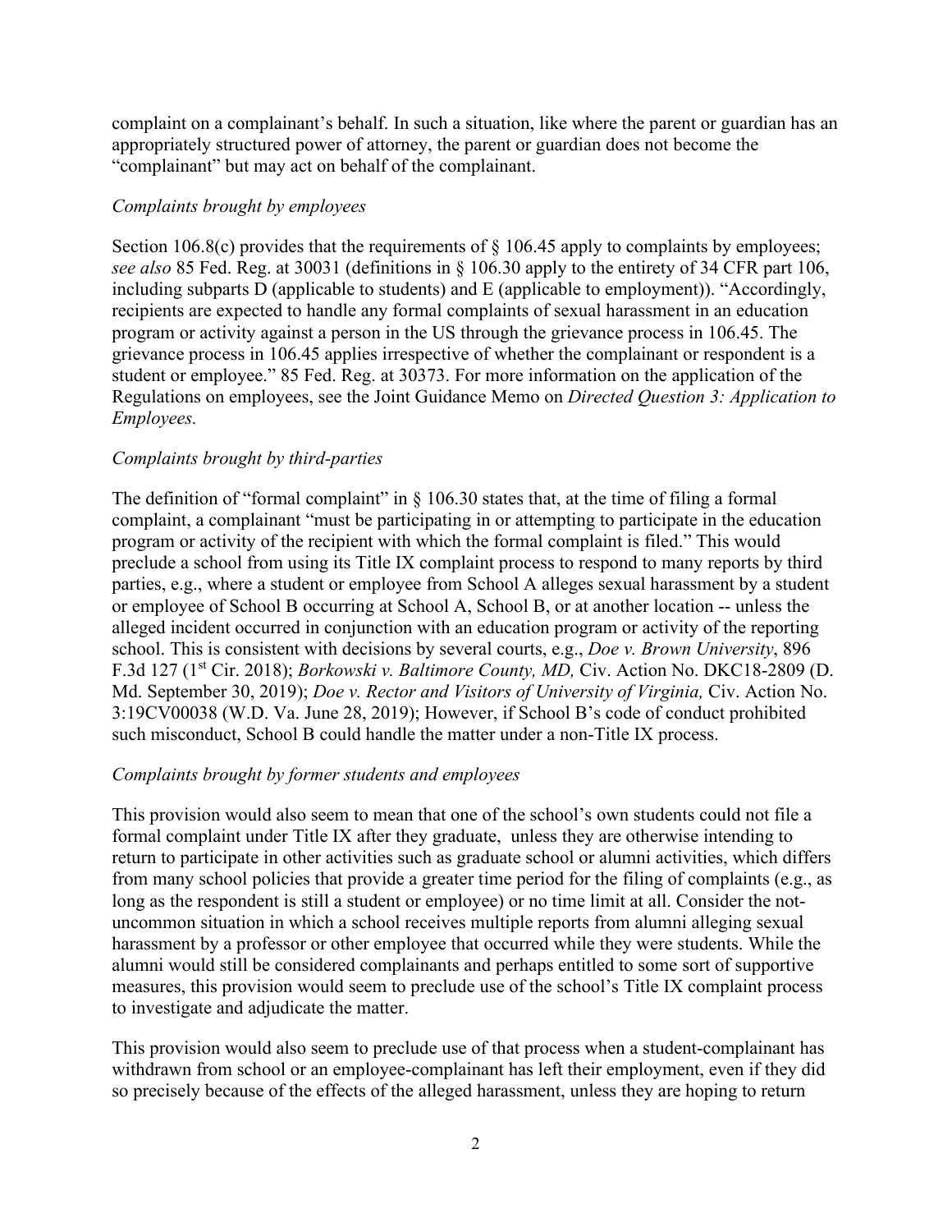complaint on a complainant's behalf. In such a situation, like where the parent or guardian has an appropriately structured power of attorney, the parent or guardian does not become the "complainant" but may act on behalf of the complainant.

*Complaints brought by employees*

Section 106.8(c) provides that the requirements of § 106.45 apply to complaints by employees; *see also* 85 Fed. Reg. at 30031 (definitions in § 106.30 apply to the entirety of 34 CFR part 106, including subparts D (applicable to students) and E (applicable to employment)). "Accordingly, recipients are expected to handle any formal complaints of sexual harassment in an education program or activity against a person in the US through the grievance process in 106.45. The grievance process in 106.45 applies irrespective of whether the complainant or respondent is a student or employee." 85 Fed. Reg. at 30373. For more information on the application of the Regulations on employees, see the Joint Guidance Memo on *Directed Question 3: Application to Employees.*

*Complaints brought by third-parties*

The definition of "formal complaint" in § 106.30 states that, at the time of filing a formal complaint, a complainant "must be participating in or attempting to participate in the education program or activity of the recipient with which the formal complaint is filed." This would preclude a school from using its Title IX complaint process to respond to many reports by third parties, e.g., where a student or employee from School A alleges sexual harassment by a student or employee of School B occurring at School A, School B, or at another location -- unless the alleged incident occurred in conjunction with an education program or activity of the reporting school. This is consistent with decisions by several courts, e.g., *Doe v. Brown University*, 896 F.3d 127 (1st Cir. 2018); *Borkowski v. Baltimore County, MD,* Civ. Action No. DKC18-2809 (D. Md. September 30, 2019); *Doe v. Rector and Visitors of University of Virginia,* Civ. Action No. 3:19CV00038 (W.D. Va. June 28, 2019); However, if School B's code of conduct prohibited such misconduct, School B could handle the matter under a non-Title IX process.

*Complaints brought by former students and employees*

This provision would also seem to mean that one of the school's own students could not file a formal complaint under Title IX after they graduate, unless they are otherwise intending to return to participate in other activities such as graduate school or alumni activities, which differs from many school policies that provide a greater time period for the filing of complaints (e.g., as long as the respondent is still a student or employee) or no time limit at all. Consider the not-uncommon situation in which a school receives multiple reports from alumni alleging sexual harassment by a professor or other employee that occurred while they were students. While the alumni would still be considered complainants and perhaps entitled to some sort of supportive measures, this provision would seem to preclude use of the school's Title IX complaint process to investigate and adjudicate the matter.

This provision would also seem to preclude use of that process when a student-complainant has withdrawn from school or an employee-complainant has left their employment, even if they did so precisely because of the effects of the alleged harassment, unless they are hoping to return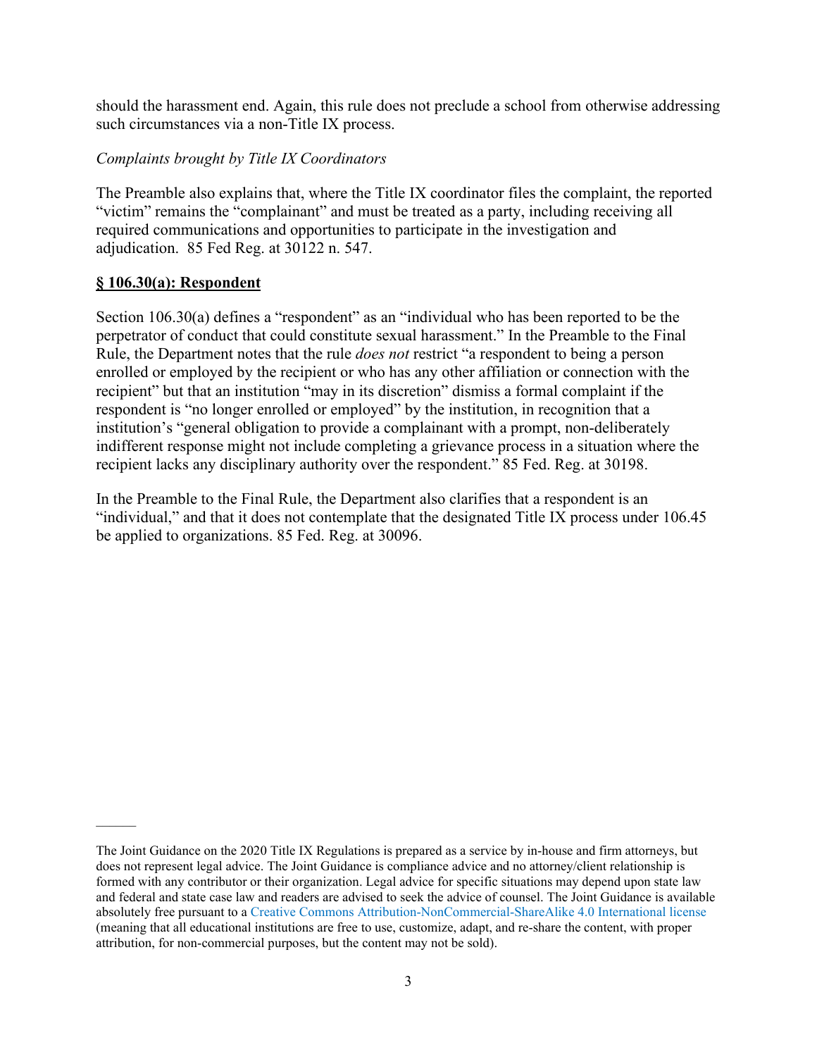should the harassment end. Again, this rule does not preclude a school from otherwise addressing such circumstances via a non-Title IX process.

*Complaints brought by Title IX Coordinators*

The Preamble also explains that, where the Title IX coordinator files the complaint, the reported "victim" remains the "complainant" and must be treated as a party, including receiving all required communications and opportunities to participate in the investigation and adjudication. 85 Fed Reg. at 30122 n. 547.

**§ 106.30(a): Respondent**

Section 106.30(a) defines a "respondent" as an "individual who has been reported to be the perpetrator of conduct that could constitute sexual harassment." In the Preamble to the Final Rule, the Department notes that the rule *does not* restrict "a respondent to being a person enrolled or employed by the recipient or who has any other affiliation or connection with the recipient" but that an institution "may in its discretion" dismiss a formal complaint if the respondent is "no longer enrolled or employed" by the institution, in recognition that a institution's "general obligation to provide a complainant with a prompt, non-deliberately indifferent response might not include completing a grievance process in a situation where the recipient lacks any disciplinary authority over the respondent." 85 Fed. Reg. at 30198.

In the Preamble to the Final Rule, the Department also clarifies that a respondent is an "individual," and that it does not contemplate that the designated Title IX process under 106.45 be applied to organizations. 85 Fed. Reg. at 30096.

---

The Joint Guidance on the 2020 Title IX Regulations is prepared as a service by in-house and firm attorneys, but does not represent legal advice. The Joint Guidance is compliance advice and no attorney/client relationship is formed with any contributor or their organization. Legal advice for specific situations may depend upon state law and federal and state case law and readers are advised to seek the advice of counsel. The Joint Guidance is available absolutely free pursuant to a Creative Commons Attribution-NonCommercial-ShareAlike 4.0 International license (meaning that all educational institutions are free to use, customize, adapt, and re-share the content, with proper attribution, for non-commercial purposes, but the content may not be sold).